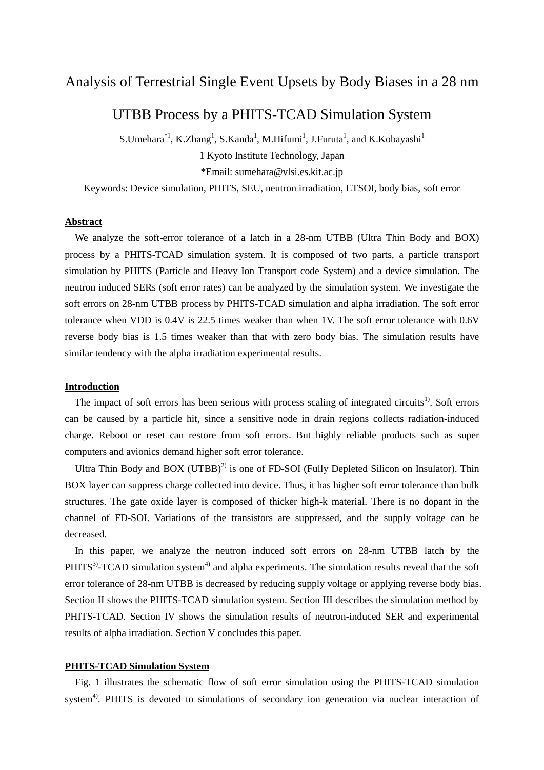# Analysis of Terrestrial Single Event Upsets by Body Biases in a 28 nm UTBB Process by a PHITS-TCAD Simulation System

S.Umehara[*1], K.Zhang[1], S.Kanda[1], M.Hifumi[1], J.Furuta[1], and K.Kobayashi[1]

1 Kyoto Institute Technology, Japan

*Email: sumehara@vlsi.es.kit.ac.jp

Keywords: Device simulation, PHITS, SEU, neutron irradiation, ETSOI, body bias, soft error

## Abstract

We analyze the soft-error tolerance of a latch in a 28-nm UTBB (Ultra Thin Body and BOX) process by a PHITS-TCAD simulation system. It is composed of two parts, a particle transport simulation by PHITS (Particle and Heavy Ion Transport code System) and a device simulation. The neutron induced SERs (soft error rates) can be analyzed by the simulation system. We investigate the soft errors on 28-nm UTBB process by PHITS-TCAD simulation and alpha irradiation. The soft error tolerance when VDD is 0.4V is 22.5 times weaker than when 1V. The soft error tolerance with 0.6V reverse body bias is 1.5 times weaker than that with zero body bias. The simulation results have similar tendency with the alpha irradiation experimental results.

## Introduction

The impact of soft errors has been serious with process scaling of integrated circuits[1)]. Soft errors can be caused by a particle hit, since a sensitive node in drain regions collects radiation-induced charge. Reboot or reset can restore from soft errors. But highly reliable products such as super computers and avionics demand higher soft error tolerance.

Ultra Thin Body and BOX (UTBB)[2)] is one of FD-SOI (Fully Depleted Silicon on Insulator). Thin BOX layer can suppress charge collected into device. Thus, it has higher soft error tolerance than bulk structures. The gate oxide layer is composed of thicker high-k material. There is no dopant in the channel of FD-SOI. Variations of the transistors are suppressed, and the supply voltage can be decreased.

In this paper, we analyze the neutron induced soft errors on 28-nm UTBB latch by the PHITS[3)]-TCAD simulation system[4)] and alpha experiments. The simulation results reveal that the soft error tolerance of 28-nm UTBB is decreased by reducing supply voltage or applying reverse body bias. Section II shows the PHITS-TCAD simulation system. Section III describes the simulation method by PHITS-TCAD. Section IV shows the simulation results of neutron-induced SER and experimental results of alpha irradiation. Section V concludes this paper.

## PHITS-TCAD Simulation System

Fig. 1 illustrates the schematic flow of soft error simulation using the PHITS-TCAD simulation system[4)]. PHITS is devoted to simulations of secondary ion generation via nuclear interaction of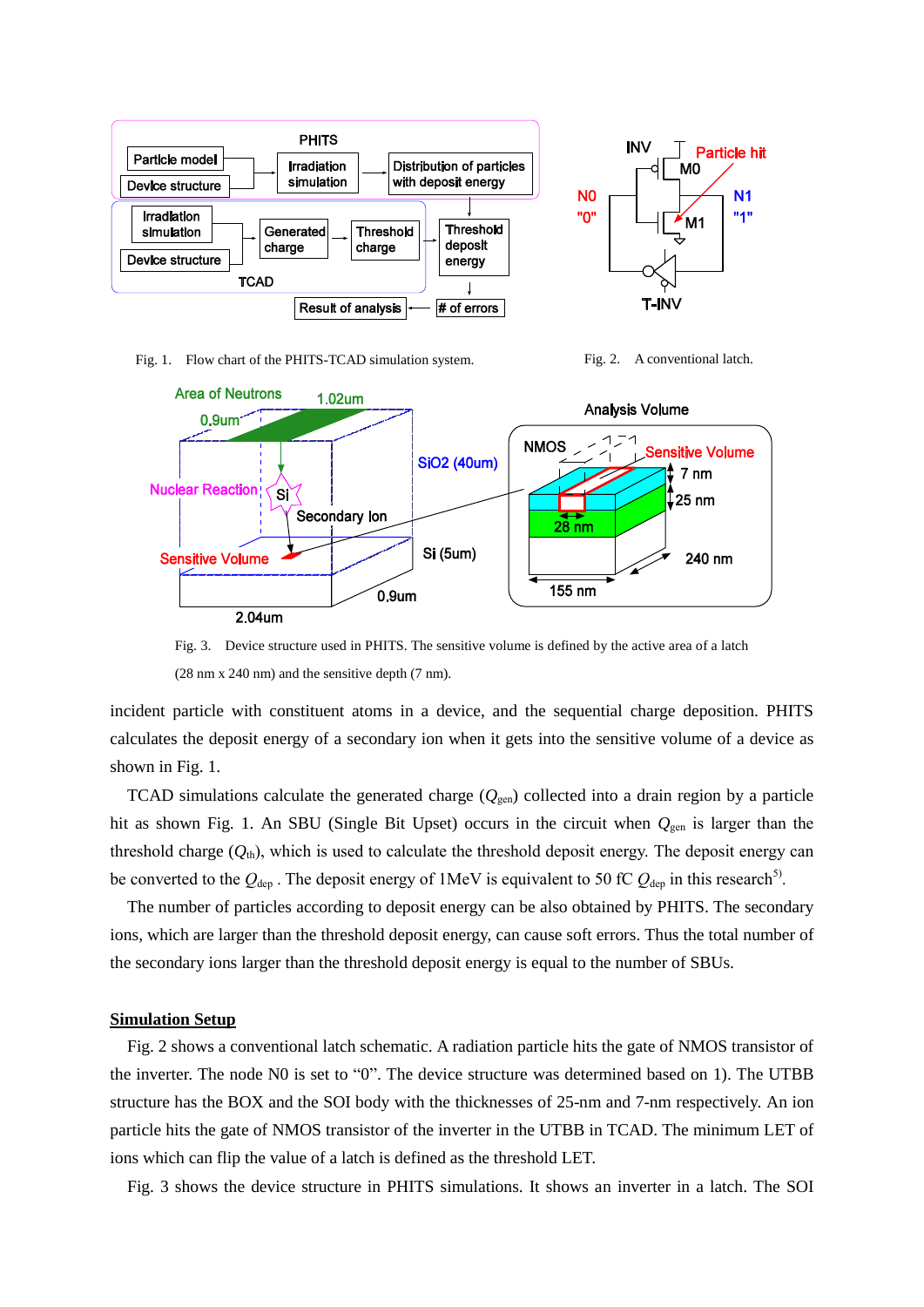PHITS

Particle model

Device structure

Irradiation simulation

Distribution of particles with deposit energy

Irradiation simulation

Device structure

Generated charge

Threshold charge

Threshold deposit energy

TCAD

Result of analysis

\# of errors

Fig. 1. Flow chart of the PHITS-TCAD simulation system.

INV

M0

Particle hit

N0 "0"

N1 "1"

M1

T-INV

Fig. 2. A conventional latch.

Area of Neutrons

1.02um

0.9um

Nuclear Reaction

Si

Secondary Ion

Sensitive Volume

SiO2 (40um)

Si (5um)

0.9um

2.04um

Analysis Volume

NMOS

Sensitive Volume

7 nm

25 nm

28 nm

240 nm

155 nm

Fig. 3. Device structure used in PHITS. The sensitive volume is defined by the active area of a latch (28 nm x 240 nm) and the sensitive depth (7 nm).

incident particle with constituent atoms in a device, and the sequential charge deposition. PHITS calculates the deposit energy of a secondary ion when it gets into the sensitive volume of a device as shown in Fig. 1.

TCAD simulations calculate the generated charge ($Q_{gen}$) collected into a drain region by a particle hit as shown Fig. 1. An SBU (Single Bit Upset) occurs in the circuit when $Q_{gen}$ is larger than the threshold charge ($Q_{th}$), which is used to calculate the threshold deposit energy. The deposit energy can be converted to the $Q_{dep}$ . The deposit energy of 1MeV is equivalent to 50 fC $Q_{dep}$ in this research[5].

The number of particles according to deposit energy can be also obtained by PHITS. The secondary ions, which are larger than the threshold deposit energy, can cause soft errors. Thus the total number of the secondary ions larger than the threshold deposit energy is equal to the number of SBUs.

## Simulation Setup

Fig. 2 shows a conventional latch schematic. A radiation particle hits the gate of NMOS transistor of the inverter. The node N0 is set to "0". The device structure was determined based on 1). The UTBB structure has the BOX and the SOI body with the thicknesses of 25-nm and 7-nm respectively. An ion particle hits the gate of NMOS transistor of the inverter in the UTBB in TCAD. The minimum LET of ions which can flip the value of a latch is defined as the threshold LET.

Fig. 3 shows the device structure in PHITS simulations. It shows an inverter in a latch. The SOI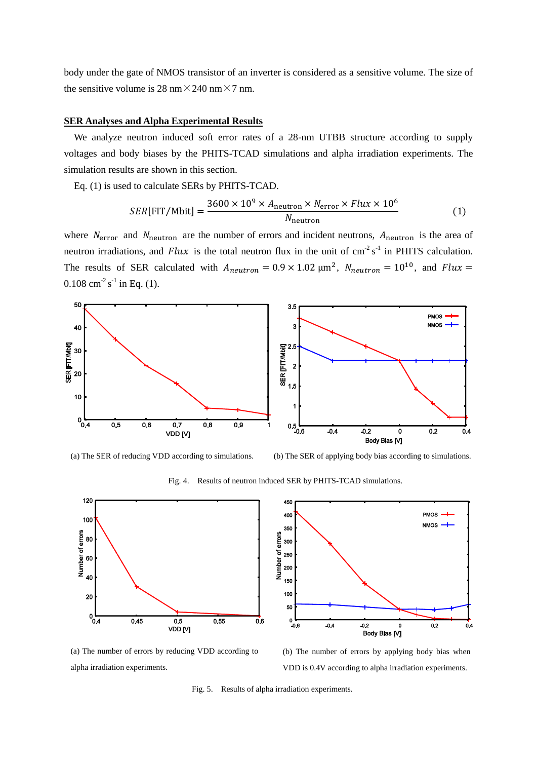body under the gate of NMOS transistor of an inverter is considered as a sensitive volume. The size of the sensitive volume is 28 nm×240 nm×7 nm.

## SER Analyses and Alpha Experimental Results

We analyze neutron induced soft error rates of a 28-nm UTBB structure according to supply voltages and body biases by the PHITS-TCAD simulations and alpha irradiation experiments. The simulation results are shown in this section.

Eq. (1) is used to calculate SERs by PHITS-TCAD.

$$SER[\text{FIT/Mbit}] = \frac{3600 \times 10^9 \times A_{\text{neutron}} \times N_{\text{error}} \times Flux \times 10^6}{N_{\text{neutron}}} \tag{1}$$

where $N_{\text{error}}$ and $N_{\text{neutron}}$ are the number of errors and incident neutrons, $A_{\text{neutron}}$ is the area of neutron irradiations, and $Flux$ is the total neutron flux in the unit of cm$^{-2}$ s$^{-1}$ in PHITS calculation. The results of SER calculated with $A_{neutron} = 0.9 \times 1.02$ μm$^2$, $N_{neutron} = 10^{10}$, and $Flux = 0.108$ cm$^{-2}$ s$^{-1}$ in Eq. (1).

SER [FIT/Mbit]
50
40
30
20
10
0
0.4 0.5 0.6 0.7 0.8 0.9 1
VDD [V]

(a) The SER of reducing VDD according to simulations.

SER [FIT/Mbit]
3.5
3
2.5
2
1.5
1
0.5
-0.6 -0.4 -0.2 0 0.2 0.4
Body Bias [V]
PMOS
NMOS

(b) The SER of applying body bias according to simulations.

Fig. 4. Results of neutron induced SER by PHITS-TCAD simulations.

Number of errors
120
100
80
60
40
20
0
0.4 0.45 0.5 0.55 0.6
VDD [V]

(a) The number of errors by reducing VDD according to alpha irradiation experiments.

Number of errors
450
400
350
300
250
200
150
100
50
0
-0.6 -0.4 -0.2 0 0.2 0.4
Body Bias [V]
PMOS
NMOS

(b) The number of errors by applying body bias when VDD is 0.4V according to alpha irradiation experiments.

Fig. 5. Results of alpha irradiation experiments.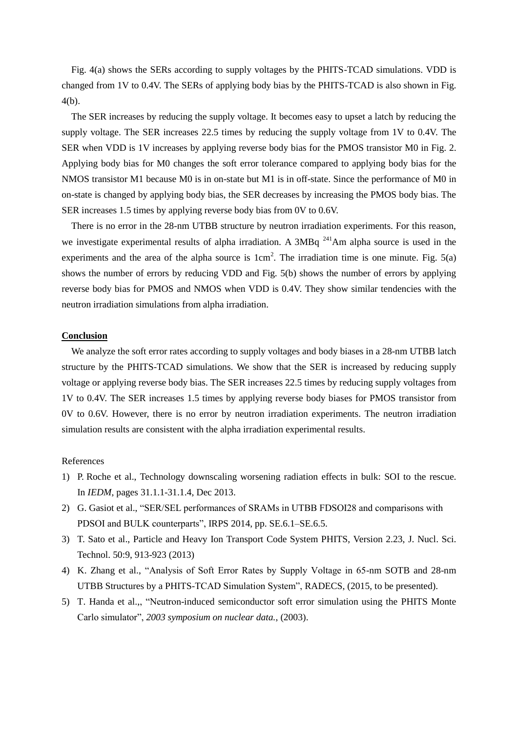Fig. 4(a) shows the SERs according to supply voltages by the PHITS-TCAD simulations. VDD is changed from 1V to 0.4V. The SERs of applying body bias by the PHITS-TCAD is also shown in Fig. 4(b).

The SER increases by reducing the supply voltage. It becomes easy to upset a latch by reducing the supply voltage. The SER increases 22.5 times by reducing the supply voltage from 1V to 0.4V. The SER when VDD is 1V increases by applying reverse body bias for the PMOS transistor M0 in Fig. 2. Applying body bias for M0 changes the soft error tolerance compared to applying body bias for the NMOS transistor M1 because M0 is in on-state but M1 is in off-state. Since the performance of M0 in on-state is changed by applying body bias, the SER decreases by increasing the PMOS body bias. The SER increases 1.5 times by applying reverse body bias from 0V to 0.6V.

There is no error in the 28-nm UTBB structure by neutron irradiation experiments. For this reason, we investigate experimental results of alpha irradiation. A 3MBq $^{241}$Am alpha source is used in the experiments and the area of the alpha source is 1cm$^2$. The irradiation time is one minute. Fig. 5(a) shows the number of errors by reducing VDD and Fig. 5(b) shows the number of errors by applying reverse body bias for PMOS and NMOS when VDD is 0.4V. They show similar tendencies with the neutron irradiation simulations from alpha irradiation.

## Conclusion

We analyze the soft error rates according to supply voltages and body biases in a 28-nm UTBB latch structure by the PHITS-TCAD simulations. We show that the SER is increased by reducing supply voltage or applying reverse body bias. The SER increases 22.5 times by reducing supply voltages from 1V to 0.4V. The SER increases 1.5 times by applying reverse body biases for PMOS transistor from 0V to 0.6V. However, there is no error by neutron irradiation experiments. The neutron irradiation simulation results are consistent with the alpha irradiation experimental results.

References

1) P. Roche et al., Technology downscaling worsening radiation effects in bulk: SOI to the rescue. In *IEDM*, pages 31.1.1-31.1.4, Dec 2013.
2) G. Gasiot et al., "SER/SEL performances of SRAMs in UTBB FDSOI28 and comparisons with PDSOI and BULK counterparts", IRPS 2014, pp. SE.6.1–SE.6.5.
3) T. Sato et al., Particle and Heavy Ion Transport Code System PHITS, Version 2.23, J. Nucl. Sci. Technol. 50:9, 913-923 (2013)
4) K. Zhang et al., "Analysis of Soft Error Rates by Supply Voltage in 65-nm SOTB and 28-nm UTBB Structures by a PHITS-TCAD Simulation System", RADECS, (2015, to be presented).
5) T. Handa et al.,, "Neutron-induced semiconductor soft error simulation using the PHITS Monte Carlo simulator", *2003 symposium on nuclear data.*, (2003).